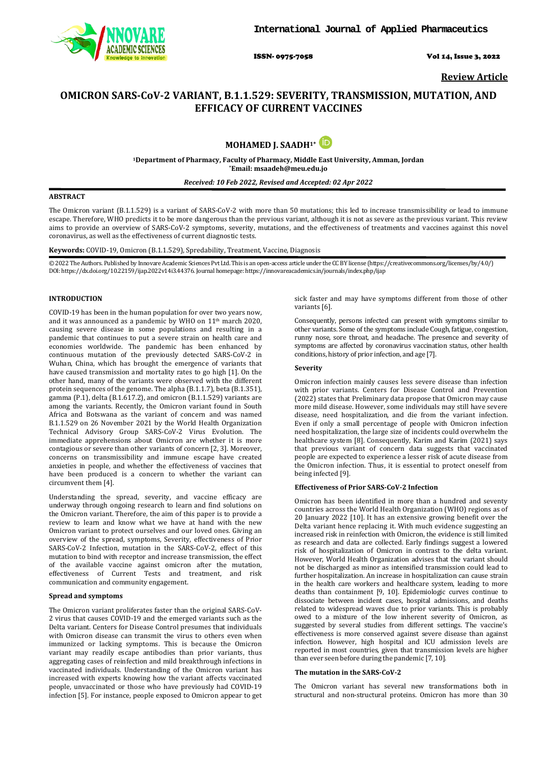Review Article

# OMICRON SARS-CoV-2 VARIANT, B.1.1.529: SEVERITY, TRANSMISSION, MUTATION, AND EFFICACY OF CURRENT VACCINES

**MOHAMED J. SAADH[1*]**

[1]Department of Pharmacy, Faculty of Pharmacy, Middle East University, Amman, Jordan
*Email: msaadeh@meu.edu.jo

*Received: 10 Feb 2022, Revised and Accepted: 02 Apr 2022*

## ABSTRACT

The Omicron variant (B.1.1.529) is a variant of SARS-CoV-2 with more than 50 mutations; this led to increase transmissibility or lead to immune escape. Therefore, WHO predicts it to be more dangerous than the previous variant, although it is not as severe as the previous variant. This review aims to provide an overview of SARS-CoV-2 symptoms, severity, mutations, and the effectiveness of treatments and vaccines against this novel coronavirus, as well as the effectiveness of current diagnostic tests.

**Keywords:** COVID-19, Omicron (B.1.1.529), Spredability, Treatment, Vaccine, Diagnosis

© 2022 The Authors. Published by Innovare Academic Sciences Pvt Ltd. This is an open-access article under the CC BY license (https://creativecommons.org/licenses/by/4.0/)
DOI: https://dx.doi.org/10.22159/ijap.2022v14i3.44376. Journal homepage: https://innovareacademics.in/journals/index.php/ijap

## INTRODUCTION

COVID-19 has been in the human population for over two years now, and it was announced as a pandemic by WHO on 11th march 2020, causing severe disease in some populations and resulting in a pandemic that continues to put a severe strain on health care and economies worldwide. The pandemic has been enhanced by continuous mutation of the previously detected SARS-CoV-2 in Wuhan, China, which has brought the emergence of variants that have caused transmission and mortality rates to go high [1]. On the other hand, many of the variants were observed with the different protein sequences of the genome. The alpha (B.1.1.7), beta (B.1.351), gamma (P.1), delta (B.1.617.2), and omicron (B.1.1.529) variants are among the variants. Recently, the Omicron variant found in South Africa and Botswana as the variant of concern and was named B.1.1.529 on 26 November 2021 by the World Health Organization Technical Advisory Group SARS-CoV-2 Virus Evolution. The immediate apprehensions about Omicron are whether it is more contagious or severe than other variants of concern [2, 3]. Moreover, concerns on transmissibility and immune escape have created anxieties in people, and whether the effectiveness of vaccines that have been produced is a concern to whether the variant can circumvent them [4].

Understanding the spread, severity, and vaccine efficacy are underway through ongoing research to learn and find solutions on the Omicron variant. Therefore, the aim of this paper is to provide a review to learn and know what we have at hand with the new Omicron variant to protect ourselves and our loved ones. Giving an overview of the spread, symptoms, Severity, effectiveness of Prior SARS-CoV-2 Infection, mutation in the SARS-CoV-2, effect of this mutation to bind with receptor and increase transmission, the effect of the available vaccine against omicron after the mutation, effectiveness of Current Tests and treatment, and risk communication and community engagement.

### Spread and symptoms

The Omicron variant proliferates faster than the original SARS-CoV-2 virus that causes COVID-19 and the emerged variants such as the Delta variant. Centers for Disease Control presumes that individuals with Omicron disease can transmit the virus to others even when immunized or lacking symptoms. This is because the Omicron variant may readily escape antibodies than prior variants, thus aggregating cases of reinfection and mild breakthrough infections in vaccinated individuals. Understanding of the Omicron variant has increased with experts knowing how the variant affects vaccinated people, unvaccinated or those who have previously had COVID-19 infection [5]. For instance, people exposed to Omicron appear to get sick faster and may have symptoms different from those of other variants [6].

Consequently, persons infected can present with symptoms similar to other variants. Some of the symptoms include Cough, fatigue, congestion, runny nose, sore throat, and headache. The presence and severity of symptoms are affected by coronavirus vaccination status, other health conditions, history of prior infection, and age [7].

### Severity

Omicron infection mainly causes less severe disease than infection with prior variants. Centers for Disease Control and Prevention (2022) states that Preliminary data propose that Omicron may cause more mild disease. However, some individuals may still have severe disease, need hospitalization, and die from the variant infection. Even if only a small percentage of people with Omicron infection need hospitalization, the large size of incidents could overwhelm the healthcare system [8]. Consequently, Karim and Karim (2021) says that previous variant of concern data suggests that vaccinated people are expected to experience a lesser risk of acute disease from the Omicron infection. Thus, it is essential to protect oneself from being infected [9].

### Effectiveness of Prior SARS-CoV-2 Infection

Omicron has been identified in more than a hundred and seventy countries across the World Health Organization (WHO) regions as of 20 January 2022 [10]. It has an extensive growing benefit over the Delta variant hence replacing it. With much evidence suggesting an increased risk in reinfection with Omicron, the evidence is still limited as research and data are collected. Early findings suggest a lowered risk of hospitalization of Omicron in contrast to the delta variant. However, World Health Organization advises that the variant should not be discharged as minor as intensified transmission could lead to further hospitalization. An increase in hospitalization can cause strain in the health care workers and healthcare system, leading to more deaths than containment [9, 10]. Epidemiologic curves continue to dissociate between incident cases, hospital admissions, and deaths related to widespread waves due to prior variants. This is probably owed to a mixture of the low inherent severity of Omicron, as suggested by several studies from different settings. The vaccine's effectiveness is more conserved against severe disease than against infection. However, high hospital and ICU admission levels are reported in most countries, given that transmission levels are higher than ever seen before during the pandemic [7, 10].

### The mutation in the SARS-CoV-2

The Omicron variant has several new transformations both in structural and non-structural proteins. Omicron has more than 30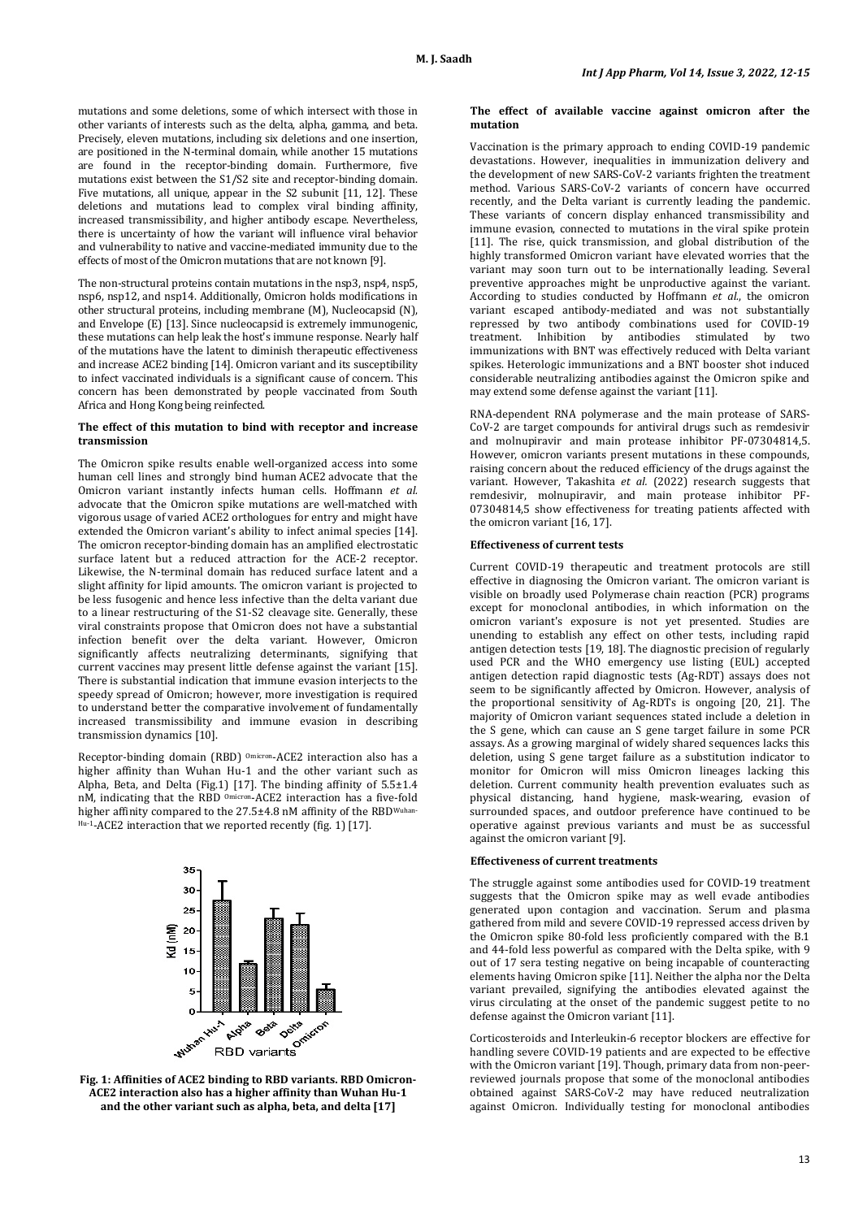mutations and some deletions, some of which intersect with those in other variants of interests such as the delta, alpha, gamma, and beta. Precisely, eleven mutations, including six deletions and one insertion, are positioned in the N-terminal domain, while another 15 mutations are found in the receptor-binding domain. Furthermore, five mutations exist between the S1/S2 site and receptor-binding domain. Five mutations, all unique, appear in the S2 subunit [11, 12]. These deletions and mutations lead to complex viral binding affinity, increased transmissibility, and higher antibody escape. Nevertheless, there is uncertainty of how the variant will influence viral behavior and vulnerability to native and vaccine-mediated immunity due to the effects of most of the Omicron mutations that are not known [9].

The non-structural proteins contain mutations in the nsp3, nsp4, nsp5, nsp6, nsp12, and nsp14. Additionally, Omicron holds modifications in other structural proteins, including membrane (M), Nucleocapsid (N), and Envelope (E) [13]. Since nucleocapsid is extremely immunogenic, these mutations can help leak the host's immune response. Nearly half of the mutations have the latent to diminish therapeutic effectiveness and increase ACE2 binding [14]. Omicron variant and its susceptibility to infect vaccinated individuals is a significant cause of concern. This concern has been demonstrated by people vaccinated from South Africa and Hong Kong being reinfected.

#### The effect of this mutation to bind with receptor and increase transmission

The Omicron spike results enable well-organized access into some human cell lines and strongly bind human ACE2 advocate that the Omicron variant instantly infects human cells. Hoffmann *et al.* advocate that the Omicron spike mutations are well-matched with vigorous usage of varied ACE2 orthologues for entry and might have extended the Omicron variant's ability to infect animal species [14]. The omicron receptor-binding domain has an amplified electrostatic surface latent but a reduced attraction for the ACE-2 receptor. Likewise, the N-terminal domain has reduced surface latent and a slight affinity for lipid amounts. The omicron variant is projected to be less fusogenic and hence less infective than the delta variant due to a linear restructuring of the S1-S2 cleavage site. Generally, these viral constraints propose that Omicron does not have a substantial infection benefit over the delta variant. However, Omicron significantly affects neutralizing determinants, signifying that current vaccines may present little defense against the variant [15]. There is substantial indication that immune evasion interjects to the speedy spread of Omicron; however, more investigation is required to understand better the comparative involvement of fundamentally increased transmissibility and immune evasion in describing transmission dynamics [10].

Receptor-binding domain (RBD) $^{\text{Omicron}}$-ACE2 interaction also has a higher affinity than Wuhan Hu-1 and the other variant such as Alpha, Beta, and Delta (Fig.1) [17]. The binding affinity of 5.5±1.4 nM, indicating that the RBD $^{\text{Omicron}}$-ACE2 interaction has a five-fold higher affinity compared to the 27.5±4.8 nM affinity of the RBD$^{\text{Wuhan-Hu-1}}$-ACE2 interaction that we reported recently (fig. 1) [17].

**Fig. 1: Affinities of ACE2 binding to RBD variants. RBD Omicron-ACE2 interaction also has a higher affinity than Wuhan Hu-1 and the other variant such as alpha, beta, and delta [17]**

#### The effect of available vaccine against omicron after the mutation

Vaccination is the primary approach to ending COVID-19 pandemic devastations. However, inequalities in immunization delivery and the development of new SARS-CoV-2 variants frighten the treatment method. Various SARS-CoV-2 variants of concern have occurred recently, and the Delta variant is currently leading the pandemic. These variants of concern display enhanced transmissibility and immune evasion, connected to mutations in the viral spike protein [11]. The rise, quick transmission, and global distribution of the highly transformed Omicron variant have elevated worries that the variant may soon turn out to be internationally leading. Several preventive approaches might be unproductive against the variant. According to studies conducted by Hoffmann *et al.*, the omicron variant escaped antibody-mediated and was not substantially repressed by two antibody combinations used for COVID-19 treatment. Inhibition by antibodies stimulated by two immunizations with BNT was effectively reduced with Delta variant spikes. Heterologic immunizations and a BNT booster shot induced considerable neutralizing antibodies against the Omicron spike and may extend some defense against the variant [11].

RNA-dependent RNA polymerase and the main protease of SARS-CoV-2 are target compounds for antiviral drugs such as remdesivir and molnupiravir and main protease inhibitor PF-07304814,5. However, omicron variants present mutations in these compounds, raising concern about the reduced efficiency of the drugs against the variant. However, Takashita *et al.* (2022) research suggests that remdesivir, molnupiravir, and main protease inhibitor PF-07304814,5 show effectiveness for treating patients affected with the omicron variant [16, 17].

#### Effectiveness of current tests

Current COVID-19 therapeutic and treatment protocols are still effective in diagnosing the Omicron variant. The omicron variant is visible on broadly used Polymerase chain reaction (PCR) programs except for monoclonal antibodies, in which information on the omicron variant's exposure is not yet presented. Studies are unending to establish any effect on other tests, including rapid antigen detection tests [19, 18]. The diagnostic precision of regularly used PCR and the WHO emergency use listing (EUL) accepted antigen detection rapid diagnostic tests (Ag-RDT) assays does not seem to be significantly affected by Omicron. However, analysis of the proportional sensitivity of Ag-RDTs is ongoing [20, 21]. The majority of Omicron variant sequences stated include a deletion in the S gene, which can cause an S gene target failure in some PCR assays. As a growing marginal of widely shared sequences lacks this deletion, using S gene target failure as a substitution indicator to monitor for Omicron will miss Omicron lineages lacking this deletion. Current community health prevention evaluates such as physical distancing, hand hygiene, mask-wearing, evasion of surrounded spaces, and outdoor preference have continued to be operative against previous variants and must be as successful against the omicron variant [9].

#### Effectiveness of current treatments

The struggle against some antibodies used for COVID-19 treatment suggests that the Omicron spike may as well evade antibodies generated upon contagion and vaccination. Serum and plasma gathered from mild and severe COVID-19 repressed access driven by the Omicron spike 80-fold less proficiently compared with the B.1 and 44-fold less powerful as compared with the Delta spike, with 9 out of 17 sera testing negative on being incapable of counteracting elements having Omicron spike [11]. Neither the alpha nor the Delta variant prevailed, signifying the antibodies elevated against the virus circulating at the onset of the pandemic suggest petite to no defense against the Omicron variant [11].

Corticosteroids and Interleukin-6 receptor blockers are effective for handling severe COVID-19 patients and are expected to be effective with the Omicron variant [19]. Though, primary data from non-peer-reviewed journals propose that some of the monoclonal antibodies obtained against SARS-CoV-2 may have reduced neutralization against Omicron. Individually testing for monoclonal antibodies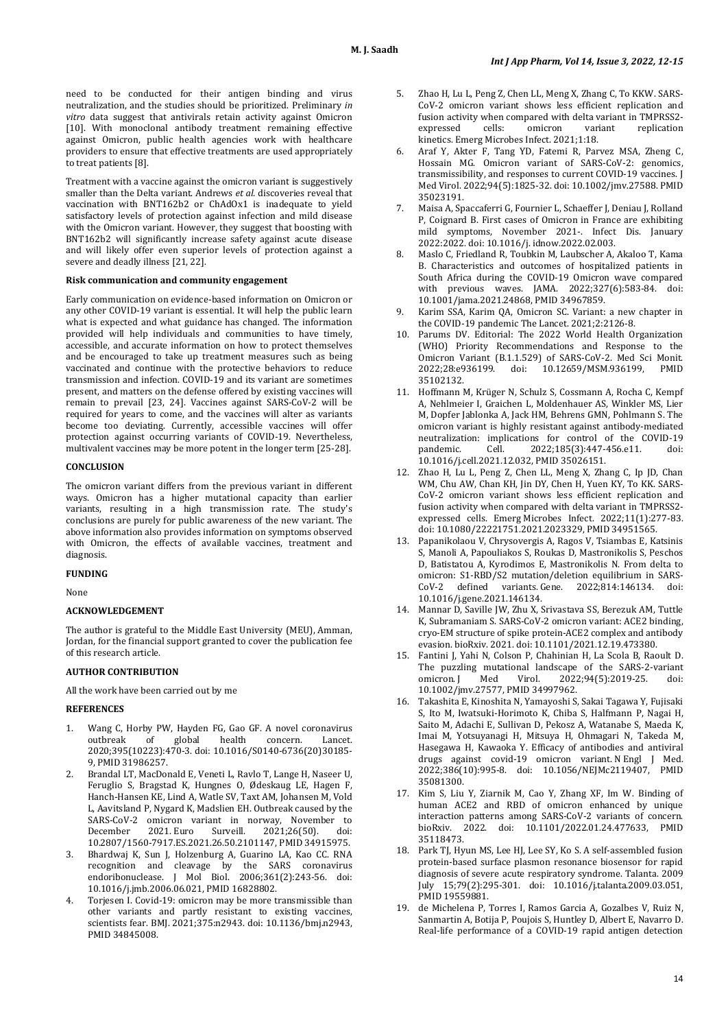need to be conducted for their antigen binding and virus neutralization, and the studies should be prioritized. Preliminary *in vitro* data suggest that antivirals retain activity against Omicron [10]. With monoclonal antibody treatment remaining effective against Omicron, public health agencies work with healthcare providers to ensure that effective treatments are used appropriately to treat patients [8].

Treatment with a vaccine against the omicron variant is suggestively smaller than the Delta variant. Andrews *et al.* discoveries reveal that vaccination with BNT162b2 or ChAdOx1 is inadequate to yield satisfactory levels of protection against infection and mild disease with the Omicron variant. However, they suggest that boosting with BNT162b2 will significantly increase safety against acute disease and will likely offer even superior levels of protection against a severe and deadly illness [21, 22].

### Risk communication and community engagement

Early communication on evidence-based information on Omicron or any other COVID-19 variant is essential. It will help the public learn what is expected and what guidance has changed. The information provided will help individuals and communities to have timely, accessible, and accurate information on how to protect themselves and be encouraged to take up treatment measures such as being vaccinated and continue with the protective behaviors to reduce transmission and infection. COVID-19 and its variant are sometimes present, and matters on the defense offered by existing vaccines will remain to prevail [23, 24]. Vaccines against SARS-CoV-2 will be required for years to come, and the vaccines will alter as variants become too deviating. Currently, accessible vaccines will offer protection against occurring variants of COVID-19. Nevertheless, multivalent vaccines may be more potent in the longer term [25-28].

## CONCLUSION

The omicron variant differs from the previous variant in different ways. Omicron has a higher mutational capacity than earlier variants, resulting in a high transmission rate. The study's conclusions are purely for public awareness of the new variant. The above information also provides information on symptoms observed with Omicron, the effects of available vaccines, treatment and diagnosis.

## FUNDING

None

## ACKNOWLEDGEMENT

The author is grateful to the Middle East University (MEU), Amman, Jordan, for the financial support granted to cover the publication fee of this research article.

## AUTHOR CONTRIBUTION

All the work have been carried out by me

## REFERENCES

1. Wang C, Horby PW, Hayden FG, Gao GF. A novel coronavirus outbreak of global health concern. Lancet. 2020;395(10223):470-3. doi: 10.1016/S0140-6736(20)30185-9, PMID 31986257.
2. Brandal LT, MacDonald E, Veneti L, Ravlo T, Lange H, Naseer U, Feruglio S, Bragstad K, Hungnes O, Ødeskaug LE, Hagen F, Hanch-Hansen KE, Lind A, Watle SV, Taxt AM, Johansen M, Vold L, Aavitsland P, Nygard K, Madslien EH. Outbreak caused by the SARS-CoV-2 omicron variant in norway, November to December 2021. Euro Surveill. 2021;26(50). doi: 10.2807/1560-7917.ES.2021.26.50.2101147, PMID 34915975.
3. Bhardwaj K, Sun J, Holzenburg A, Guarino LA, Kao CC. RNA recognition and cleavage by the SARS coronavirus endoribonuclease. J Mol Biol. 2006;361(2):243-56. doi: 10.1016/j.jmb.2006.06.021, PMID 16828802.
4. Torjesen I. Covid-19: omicron may be more transmissible than other variants and partly resistant to existing vaccines, scientists fear. BMJ. 2021;375:n2943. doi: 10.1136/bmj.n2943, PMID 34845008.
5. Zhao H, Lu L, Peng Z, Chen LL, Meng X, Zhang C, To KKW. SARS-CoV-2 omicron variant shows less efficient replication and fusion activity when compared with delta variant in TMPRSS2-expressed cells: omicron variant replication kinetics. Emerg Microbes Infect. 2021;1:18.
6. Araf Y, Akter F, Tang YD, Fatemi R, Parvez MSA, Zheng C, Hossain MG. Omicron variant of SARS-CoV-2: genomics, transmissibility, and responses to current COVID-19 vaccines. J Med Virol. 2022;94(5):1825-32. doi: 10.1002/jmv.27588. PMID 35023191.
7. Maisa A, Spaccaferri G, Fournier L, Schaeffer J, Deniau J, Rolland P, Coignard B. First cases of Omicron in France are exhibiting mild symptoms, November 2021-. Infect Dis. January 2022:2022. doi: 10.1016/j. idnow.2022.02.003.
8. Maslo C, Friedland R, Toubkin M, Laubscher A, Akaloo T, Kama B. Characteristics and outcomes of hospitalized patients in South Africa during the COVID-19 Omicron wave compared with previous waves. JAMA. 2022;327(6):583-84. doi: 10.1001/jama.2021.24868, PMID 34967859.
9. Karim SSA, Karim QA, Omicron SC. Variant: a new chapter in the COVID-19 pandemic The Lancet. 2021;2:2126-8.
10. Parums DV. Editorial: The 2022 World Health Organization (WHO) Priority Recommendations and Response to the Omicron Variant (B.1.1.529) of SARS-CoV-2. Med Sci Monit. 2022;28:e936199. doi: 10.12659/MSM.936199, PMID 35102132.
11. Hoffmann M, Krüger N, Schulz S, Cossmann A, Rocha C, Kempf A, Nehlmeier I, Graichen L, Moldenhauer AS, Winkler MS, Lier M, Dopfer Jablonka A, Jack HM, Behrens GMN, Pohlmann S. The omicron variant is highly resistant against antibody-mediated neutralization: implications for control of the COVID-19 pandemic. Cell. 2022;185(3):447-456.e11. doi: 10.1016/j.cell.2021.12.032, PMID 35026151.
12. Zhao H, Lu L, Peng Z, Chen LL, Meng X, Zhang C, Ip JD, Chan WM, Chu AW, Chan KH, Jin DY, Chen H, Yuen KY, To KK. SARS-CoV-2 omicron variant shows less efficient replication and fusion activity when compared with delta variant in TMPRSS2-expressed cells. Emerg Microbes Infect. 2022;11(1):277-83. doi: 10.1080/22221751.2021.2023329, PMID 34951565.
13. Papanikolaou V, Chrysovergis A, Ragos V, Tsiambas E, Katsinis S, Manoli A, Papouliakos S, Roukas D, Mastronikolis S, Peschos D, Batistatou A, Kyrodimos E, Mastronikolis N. From delta to omicron: S1-RBD/S2 mutation/deletion equilibrium in SARS-CoV-2 defined variants. Gene. 2022;814:146134. doi: 10.1016/j.gene.2021.146134.
14. Mannar D, Saville JW, Zhu X, Srivastava SS, Berezuk AM, Tuttle K, Subramaniam S. SARS-CoV-2 omicron variant: ACE2 binding, cryo-EM structure of spike protein-ACE2 complex and antibody evasion. bioRxiv. 2021. doi: 10.1101/2021.12.19.473380.
15. Fantini J, Yahi N, Colson P, Chahinian H, La Scola B, Raoult D. The puzzling mutational landscape of the SARS-2-variant omicron. J Med Virol. 2022;94(5):2019-25. doi: 10.1002/jmv.27577, PMID 34997962.
16. Takashita E, Kinoshita N, Yamayoshi S, Sakai Tagawa Y, Fujisaki S, Ito M, Iwatsuki-Horimoto K, Chiba S, Halfmann P, Nagai H, Saito M, Adachi E, Sullivan D, Pekosz A, Watanabe S, Maeda K, Imai M, Yotsuyanagi H, Mitsuya H, Ohmagari N, Takeda M, Hasegawa H, Kawaoka Y. Efficacy of antibodies and antiviral drugs against covid-19 omicron variant. N Engl J Med. 2022;386(10):995-8. doi: 10.1056/NEJMc2119407, PMID 35081300.
17. Kim S, Liu Y, Ziarnik M, Cao Y, Zhang XF, Im W. Binding of human ACE2 and RBD of omicron enhanced by unique interaction patterns among SARS-CoV-2 variants of concern. bioRxiv. 2022. doi: 10.1101/2022.01.24.477633, PMID 35118473.
18. Park TJ, Hyun MS, Lee HJ, Lee SY, Ko S. A self-assembled fusion protein-based surface plasmon resonance biosensor for rapid diagnosis of severe acute respiratory syndrome. Talanta. 2009 July 15;79(2):295-301. doi: 10.1016/j.talanta.2009.03.051, PMID 19559881.
19. de Michelena P, Torres I, Ramos Garcia A, Gozalbes V, Ruiz N, Sanmartin A, Botija P, Poujois S, Huntley D, Albert E, Navarro D. Real-life performance of a COVID-19 rapid antigen detection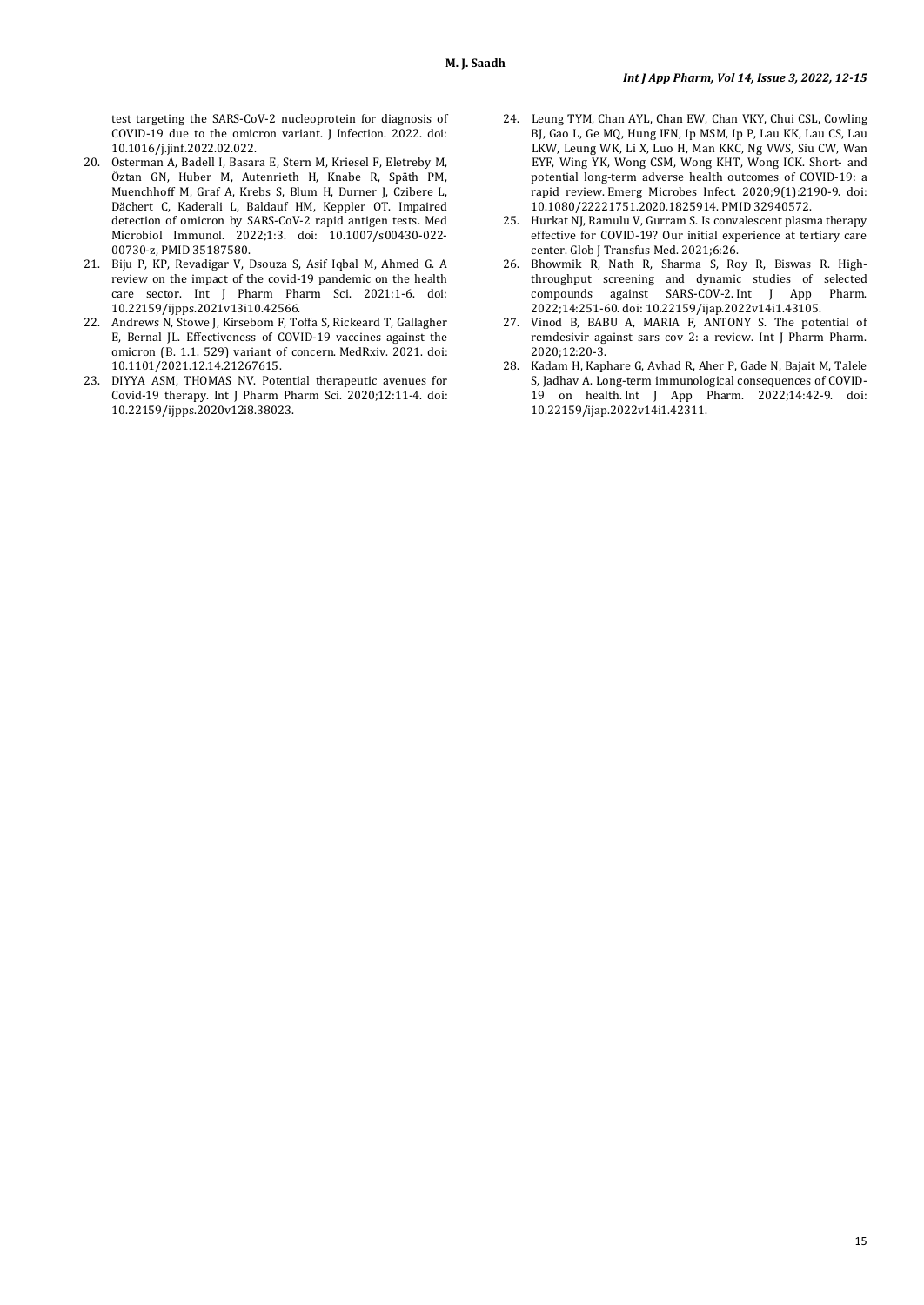test targeting the SARS-CoV-2 nucleoprotein for diagnosis of COVID-19 due to the omicron variant. J Infection. 2022. doi: 10.1016/j.jinf.2022.02.022.

20. Osterman A, Badell I, Basara E, Stern M, Kriesel F, Eletreby M, Öztan GN, Huber M, Autenrieth H, Knabe R, Späth PM, Muenchhoff M, Graf A, Krebs S, Blum H, Durner J, Czibere L, Dächert C, Kaderali L, Baldauf HM, Keppler OT. Impaired detection of omicron by SARS-CoV-2 rapid antigen tests. Med Microbiol Immunol. 2022;1:3. doi: 10.1007/s00430-022-00730-z, PMID 35187580.
21. Biju P, KP, Revadigar V, Dsouza S, Asif Iqbal M, Ahmed G. A review on the impact of the covid-19 pandemic on the health care sector. Int J Pharm Pharm Sci. 2021:1-6. doi: 10.22159/ijpps.2021v13i10.42566.
22. Andrews N, Stowe J, Kirsebom F, Toffa S, Rickeard T, Gallagher E, Bernal JL. Effectiveness of COVID-19 vaccines against the omicron (B. 1.1. 529) variant of concern. MedRxiv. 2021. doi: 10.1101/2021.12.14.21267615.
23. DIYYA ASM, THOMAS NV. Potential therapeutic avenues for Covid-19 therapy. Int J Pharm Pharm Sci. 2020;12:11-4. doi: 10.22159/ijpps.2020v12i8.38023.
24. Leung TYM, Chan AYL, Chan EW, Chan VKY, Chui CSL, Cowling BJ, Gao L, Ge MQ, Hung IFN, Ip MSM, Ip P, Lau KK, Lau CS, Lau LKW, Leung WK, Li X, Luo H, Man KKC, Ng VWS, Siu CW, Wan EYF, Wing YK, Wong CSM, Wong KHT, Wong ICK. Short- and potential long-term adverse health outcomes of COVID-19: a rapid review. Emerg Microbes Infect. 2020;9(1):2190-9. doi: 10.1080/22221751.2020.1825914. PMID 32940572.
25. Hurkat NJ, Ramulu V, Gurram S. Is convalescent plasma therapy effective for COVID-19? Our initial experience at tertiary care center. Glob J Transfus Med. 2021;6:26.
26. Bhowmik R, Nath R, Sharma S, Roy R, Biswas R. High-throughput screening and dynamic studies of selected compounds against SARS-COV-2. Int J App Pharm. 2022;14:251-60. doi: 10.22159/ijap.2022v14i1.43105.
27. Vinod B, BABU A, MARIA F, ANTONY S. The potential of remdesivir against sars cov 2: a review. Int J Pharm Pharm. 2020;12:20-3.
28. Kadam H, Kaphare G, Avhad R, Aher P, Gade N, Bajait M, Talele S, Jadhav A. Long-term immunological consequences of COVID-19 on health. Int J App Pharm. 2022;14:42-9. doi: 10.22159/ijap.2022v14i1.42311.